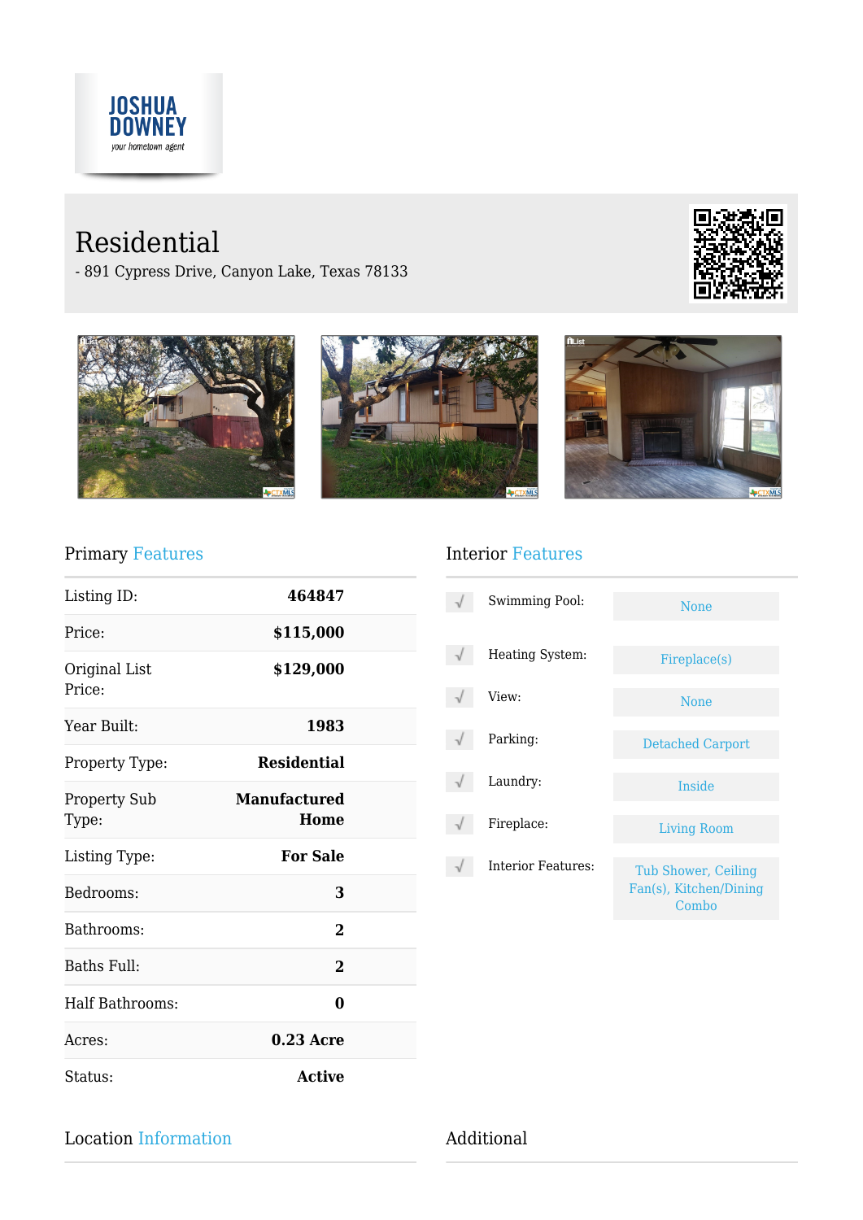JOSHUA DOWNEY
*your hometown agent*

# Residential

- 891 Cypress Drive, Canyon Lake, Texas 78133

## Primary Features

| Field | Value |
|---|---|
| Listing ID: | **464847** |
| Price: | **$115,000** |
| Original List Price: | **$129,000** |
| Year Built: | **1983** |
| Property Type: | **Residential** |
| Property Sub Type: | **Manufactured Home** |
| Listing Type: | **For Sale** |
| Bedrooms: | **3** |
| Bathrooms: | **2** |
| Baths Full: | **2** |
| Half Bathrooms: | **0** |
| Acres: | **0.23 Acre** |
| Status: | **Active** |

## Interior Features

| Feature | Value |
|---|---|
| Swimming Pool: | None |
| Heating System: | Fireplace(s) |
| View: | None |
| Parking: | Detached Carport |
| Laundry: | Inside |
| Fireplace: | Living Room |
| Interior Features: | Tub Shower, Ceiling Fan(s), Kitchen/Dining Combo |

## Location Information

## Additional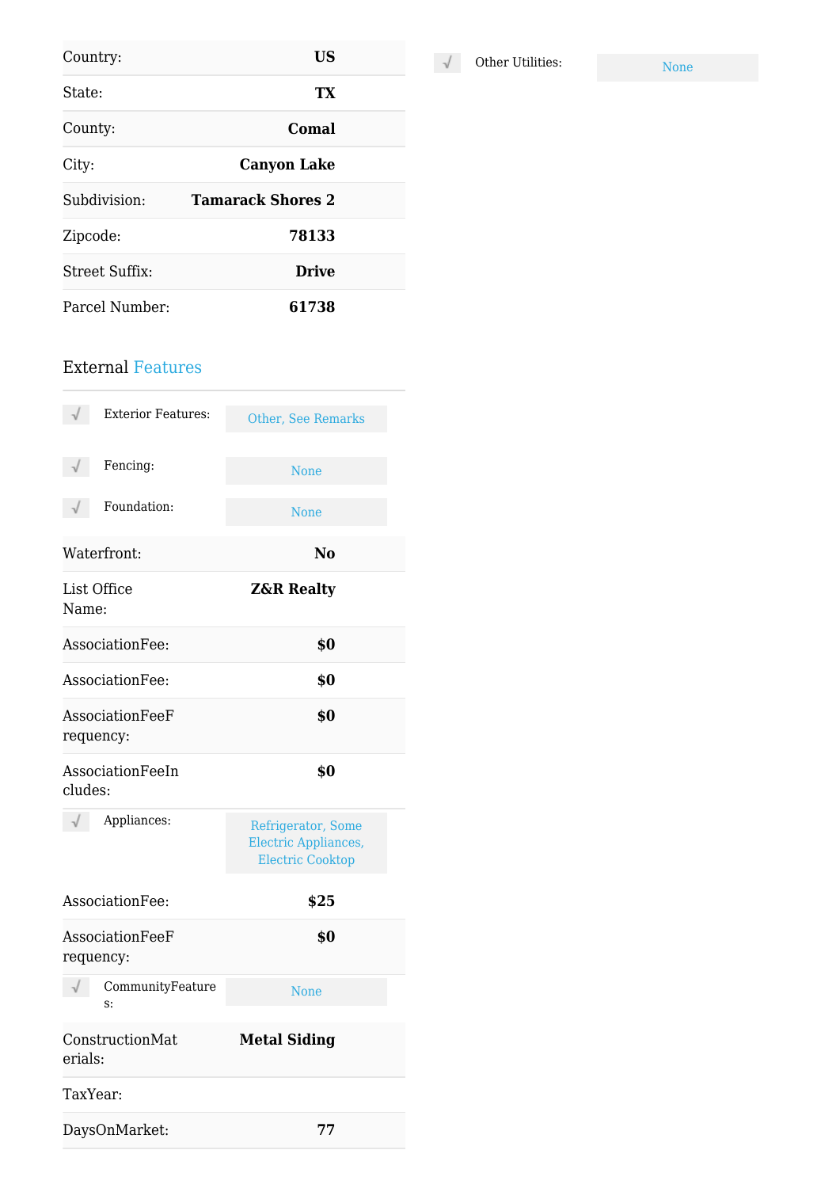| | |
|---|---|
| Country: | **US** |
| State: | **TX** |
| County: | **Comal** |
| City: | **Canyon Lake** |
| Subdivision: | **Tamarack Shores 2** |
| Zipcode: | **78133** |
| Street Suffix: | **Drive** |
| Parcel Number: | **61738** |

## External Features

| | |
|---|---|
| √ Exterior Features: | Other, See Remarks |
| √ Fencing: | None |
| √ Foundation: | None |

| | |
|---|---|
| Waterfront: | **No** |
| List Office Name: | **Z&R Realty** |
| AssociationFee: | **$0** |
| AssociationFee: | **$0** |
| AssociationFeeFrequency: | **$0** |
| AssociationFeeIncludes: | **$0** |
| √ Appliances: | Refrigerator, Some Electric Appliances, Electric Cooktop |
| AssociationFee: | **$25** |
| AssociationFeeFrequency: | **$0** |
| √ CommunityFeatures: | None |
| ConstructionMaterials: | **Metal Siding** |
| TaxYear: | |
| DaysOnMarket: | **77** |

| | |
|---|---|
| √ Other Utilities: | None |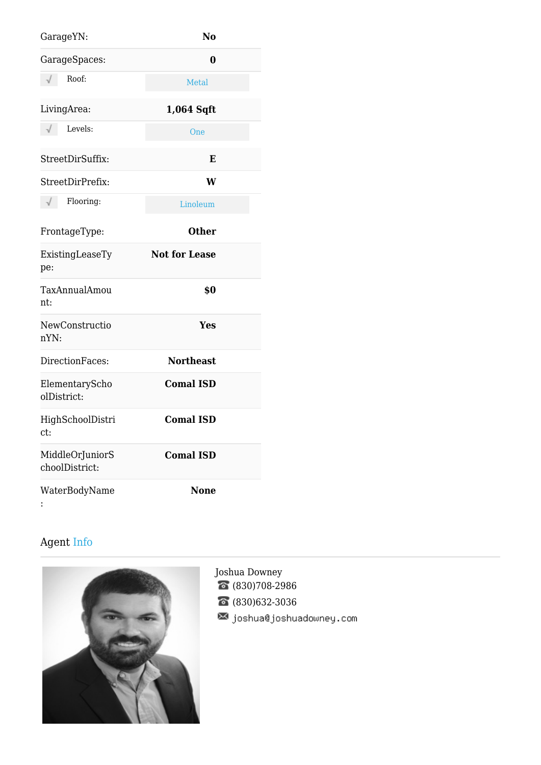| | |
|---|---|
| GarageYN: | No |
| GarageSpaces: | 0 |
| √ Roof: | Metal |
| LivingArea: | 1,064 Sqft |
| √ Levels: | One |
| StreetDirSuffix: | E |
| StreetDirPrefix: | W |
| √ Flooring: | Linoleum |
| FrontageType: | Other |
| ExistingLeaseType: | Not for Lease |
| TaxAnnualAmount: | $0 |
| NewConstructionYN: | Yes |
| DirectionFaces: | Northeast |
| ElementarySchoolDistrict: | Comal ISD |
| HighSchoolDistrict: | Comal ISD |
| MiddleOrJuniorSchoolDistrict: | Comal ISD |
| WaterBodyName: | None |

## Agent Info

Joshua Downey

☎ (830)708-2986

☎ (830)632-3036

✉ joshua@joshuadowney.com